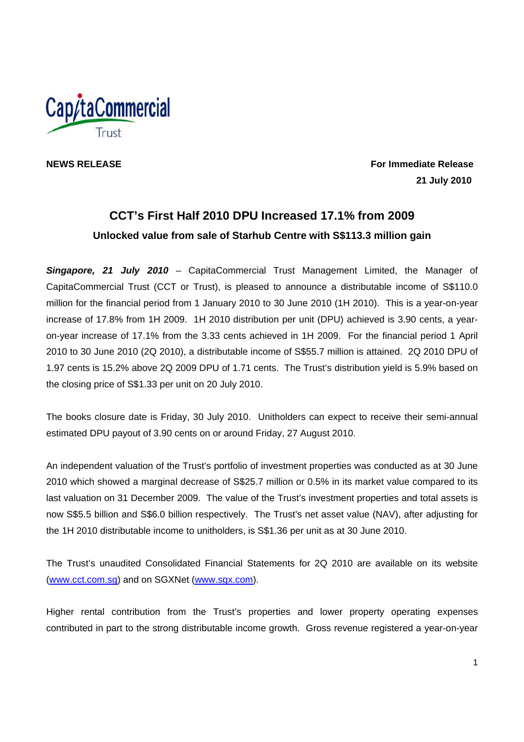CapitaCommercial Trust

**NEWS RELEASE**

**For Immediate Release**
**21 July 2010**

# CCT's First Half 2010 DPU Increased 17.1% from 2009

## Unlocked value from sale of Starhub Centre with S$113.3 million gain

***Singapore, 21 July 2010*** – CapitaCommercial Trust Management Limited, the Manager of CapitaCommercial Trust (CCT or Trust), is pleased to announce a distributable income of S$110.0 million for the financial period from 1 January 2010 to 30 June 2010 (1H 2010). This is a year-on-year increase of 17.8% from 1H 2009. 1H 2010 distribution per unit (DPU) achieved is 3.90 cents, a year-on-year increase of 17.1% from the 3.33 cents achieved in 1H 2009. For the financial period 1 April 2010 to 30 June 2010 (2Q 2010), a distributable income of S$55.7 million is attained. 2Q 2010 DPU of 1.97 cents is 15.2% above 2Q 2009 DPU of 1.71 cents. The Trust's distribution yield is 5.9% based on the closing price of S$1.33 per unit on 20 July 2010.

The books closure date is Friday, 30 July 2010. Unitholders can expect to receive their semi-annual estimated DPU payout of 3.90 cents on or around Friday, 27 August 2010.

An independent valuation of the Trust's portfolio of investment properties was conducted as at 30 June 2010 which showed a marginal decrease of S$25.7 million or 0.5% in its market value compared to its last valuation on 31 December 2009. The value of the Trust's investment properties and total assets is now S$5.5 billion and S$6.0 billion respectively. The Trust's net asset value (NAV), after adjusting for the 1H 2010 distributable income to unitholders, is S$1.36 per unit as at 30 June 2010.

The Trust's unaudited Consolidated Financial Statements for 2Q 2010 are available on its website (www.cct.com.sg) and on SGXNet (www.sgx.com).

Higher rental contribution from the Trust's properties and lower property operating expenses contributed in part to the strong distributable income growth. Gross revenue registered a year-on-year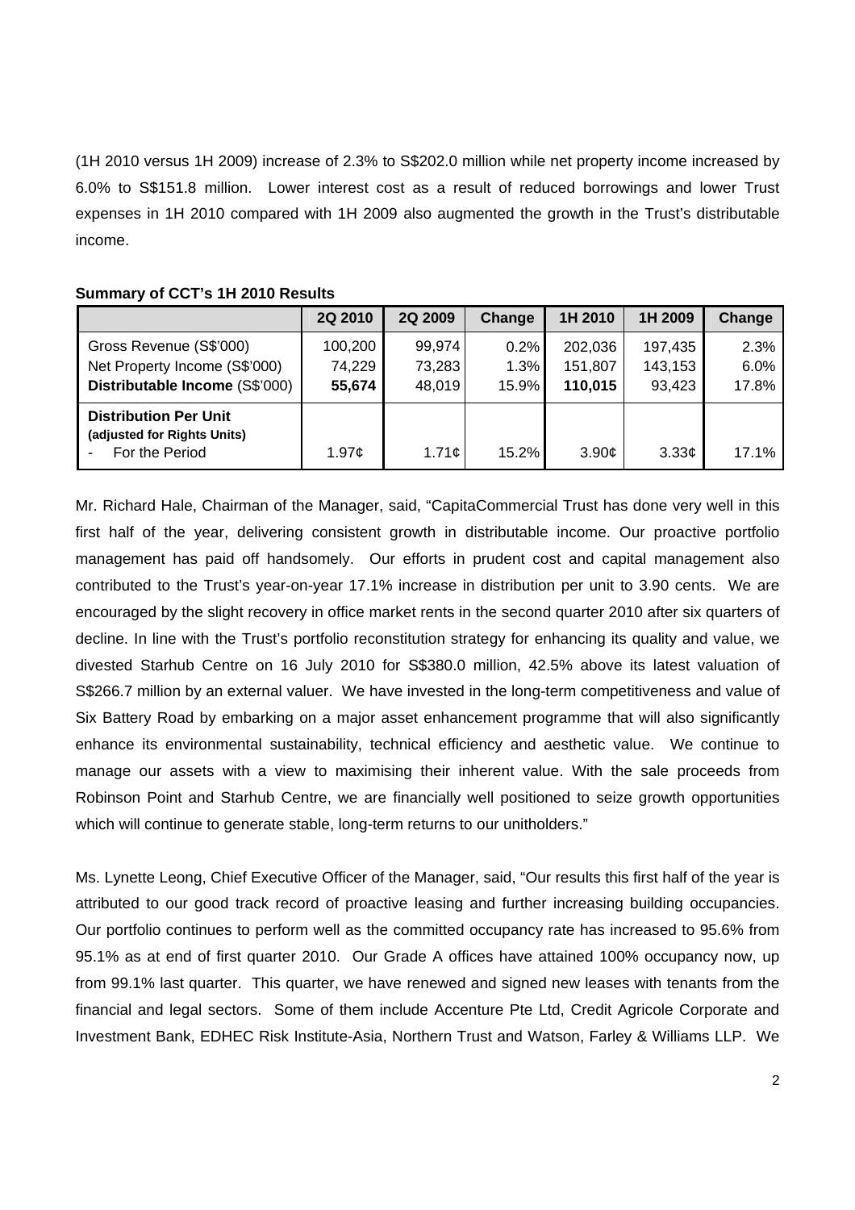(1H 2010 versus 1H 2009) increase of 2.3% to S$202.0 million while net property income increased by 6.0% to S$151.8 million. Lower interest cost as a result of reduced borrowings and lower Trust expenses in 1H 2010 compared with 1H 2009 also augmented the growth in the Trust's distributable income.

**Summary of CCT's 1H 2010 Results**

| | 2Q 2010 | 2Q 2009 | Change | 1H 2010 | 1H 2009 | Change |
|---|---|---|---|---|---|---|
| Gross Revenue (S$'000) | 100,200 | 99,974 | 0.2% | 202,036 | 197,435 | 2.3% |
| Net Property Income (S$'000) | 74,229 | 73,283 | 1.3% | 151,807 | 143,153 | 6.0% |
| **Distributable Income** (S$'000) | **55,674** | 48,019 | 15.9% | **110,015** | 93,423 | 17.8% |
| **Distribution Per Unit (adjusted for Rights Units)** | | | | | | |
| - For the Period | 1.97¢ | 1.71¢ | 15.2% | 3.90¢ | 3.33¢ | 17.1% |

Mr. Richard Hale, Chairman of the Manager, said, "CapitaCommercial Trust has done very well in this first half of the year, delivering consistent growth in distributable income. Our proactive portfolio management has paid off handsomely. Our efforts in prudent cost and capital management also contributed to the Trust's year-on-year 17.1% increase in distribution per unit to 3.90 cents. We are encouraged by the slight recovery in office market rents in the second quarter 2010 after six quarters of decline. In line with the Trust's portfolio reconstitution strategy for enhancing its quality and value, we divested Starhub Centre on 16 July 2010 for S$380.0 million, 42.5% above its latest valuation of S$266.7 million by an external valuer. We have invested in the long-term competitiveness and value of Six Battery Road by embarking on a major asset enhancement programme that will also significantly enhance its environmental sustainability, technical efficiency and aesthetic value. We continue to manage our assets with a view to maximising their inherent value. With the sale proceeds from Robinson Point and Starhub Centre, we are financially well positioned to seize growth opportunities which will continue to generate stable, long-term returns to our unitholders."

Ms. Lynette Leong, Chief Executive Officer of the Manager, said, "Our results this first half of the year is attributed to our good track record of proactive leasing and further increasing building occupancies. Our portfolio continues to perform well as the committed occupancy rate has increased to 95.6% from 95.1% as at end of first quarter 2010. Our Grade A offices have attained 100% occupancy now, up from 99.1% last quarter. This quarter, we have renewed and signed new leases with tenants from the financial and legal sectors. Some of them include Accenture Pte Ltd, Credit Agricole Corporate and Investment Bank, EDHEC Risk Institute-Asia, Northern Trust and Watson, Farley & Williams LLP. We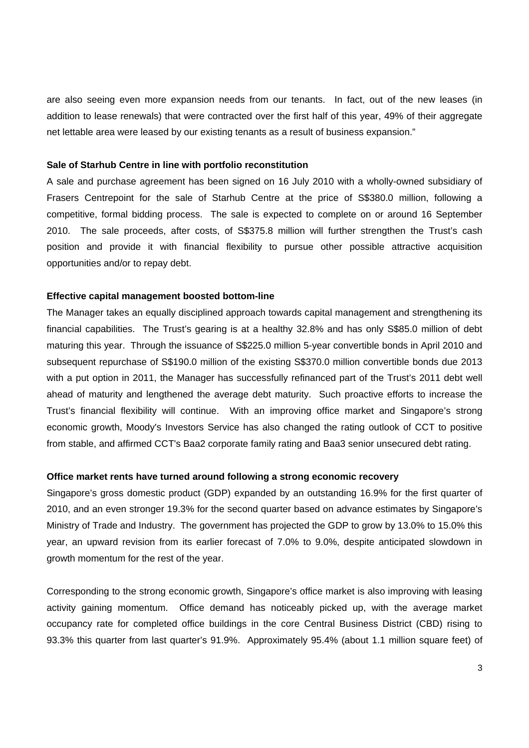are also seeing even more expansion needs from our tenants. In fact, out of the new leases (in addition to lease renewals) that were contracted over the first half of this year, 49% of their aggregate net lettable area were leased by our existing tenants as a result of business expansion."

**Sale of Starhub Centre in line with portfolio reconstitution**

A sale and purchase agreement has been signed on 16 July 2010 with a wholly-owned subsidiary of Frasers Centrepoint for the sale of Starhub Centre at the price of S$380.0 million, following a competitive, formal bidding process. The sale is expected to complete on or around 16 September 2010. The sale proceeds, after costs, of S$375.8 million will further strengthen the Trust's cash position and provide it with financial flexibility to pursue other possible attractive acquisition opportunities and/or to repay debt.

**Effective capital management boosted bottom-line**

The Manager takes an equally disciplined approach towards capital management and strengthening its financial capabilities. The Trust's gearing is at a healthy 32.8% and has only S$85.0 million of debt maturing this year. Through the issuance of S$225.0 million 5-year convertible bonds in April 2010 and subsequent repurchase of S$190.0 million of the existing S$370.0 million convertible bonds due 2013 with a put option in 2011, the Manager has successfully refinanced part of the Trust's 2011 debt well ahead of maturity and lengthened the average debt maturity. Such proactive efforts to increase the Trust's financial flexibility will continue. With an improving office market and Singapore's strong economic growth, Moody's Investors Service has also changed the rating outlook of CCT to positive from stable, and affirmed CCT's Baa2 corporate family rating and Baa3 senior unsecured debt rating.

**Office market rents have turned around following a strong economic recovery**

Singapore's gross domestic product (GDP) expanded by an outstanding 16.9% for the first quarter of 2010, and an even stronger 19.3% for the second quarter based on advance estimates by Singapore's Ministry of Trade and Industry. The government has projected the GDP to grow by 13.0% to 15.0% this year, an upward revision from its earlier forecast of 7.0% to 9.0%, despite anticipated slowdown in growth momentum for the rest of the year.

Corresponding to the strong economic growth, Singapore's office market is also improving with leasing activity gaining momentum. Office demand has noticeably picked up, with the average market occupancy rate for completed office buildings in the core Central Business District (CBD) rising to 93.3% this quarter from last quarter's 91.9%. Approximately 95.4% (about 1.1 million square feet) of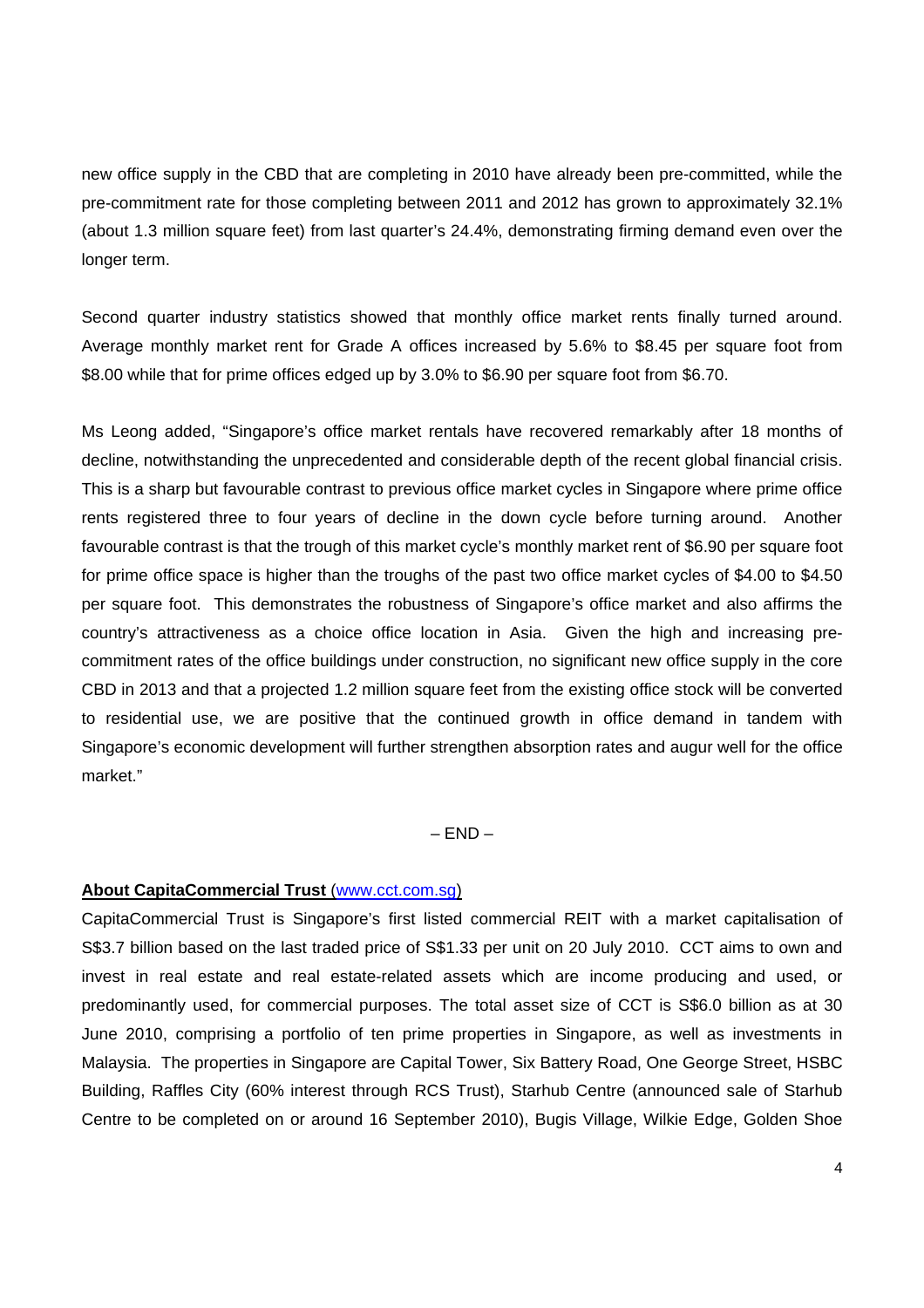new office supply in the CBD that are completing in 2010 have already been pre-committed, while the pre-commitment rate for those completing between 2011 and 2012 has grown to approximately 32.1% (about 1.3 million square feet) from last quarter's 24.4%, demonstrating firming demand even over the longer term.

Second quarter industry statistics showed that monthly office market rents finally turned around. Average monthly market rent for Grade A offices increased by 5.6% to $8.45 per square foot from $8.00 while that for prime offices edged up by 3.0% to $6.90 per square foot from $6.70.

Ms Leong added, "Singapore's office market rentals have recovered remarkably after 18 months of decline, notwithstanding the unprecedented and considerable depth of the recent global financial crisis. This is a sharp but favourable contrast to previous office market cycles in Singapore where prime office rents registered three to four years of decline in the down cycle before turning around. Another favourable contrast is that the trough of this market cycle's monthly market rent of $6.90 per square foot for prime office space is higher than the troughs of the past two office market cycles of $4.00 to $4.50 per square foot. This demonstrates the robustness of Singapore's office market and also affirms the country's attractiveness as a choice office location in Asia. Given the high and increasing pre-commitment rates of the office buildings under construction, no significant new office supply in the core CBD in 2013 and that a projected 1.2 million square feet from the existing office stock will be converted to residential use, we are positive that the continued growth in office demand in tandem with Singapore's economic development will further strengthen absorption rates and augur well for the office market."

– END –

**About CapitaCommercial Trust** (www.cct.com.sg)

CapitaCommercial Trust is Singapore's first listed commercial REIT with a market capitalisation of S$3.7 billion based on the last traded price of S$1.33 per unit on 20 July 2010. CCT aims to own and invest in real estate and real estate-related assets which are income producing and used, or predominantly used, for commercial purposes. The total asset size of CCT is S$6.0 billion as at 30 June 2010, comprising a portfolio of ten prime properties in Singapore, as well as investments in Malaysia. The properties in Singapore are Capital Tower, Six Battery Road, One George Street, HSBC Building, Raffles City (60% interest through RCS Trust), Starhub Centre (announced sale of Starhub Centre to be completed on or around 16 September 2010), Bugis Village, Wilkie Edge, Golden Shoe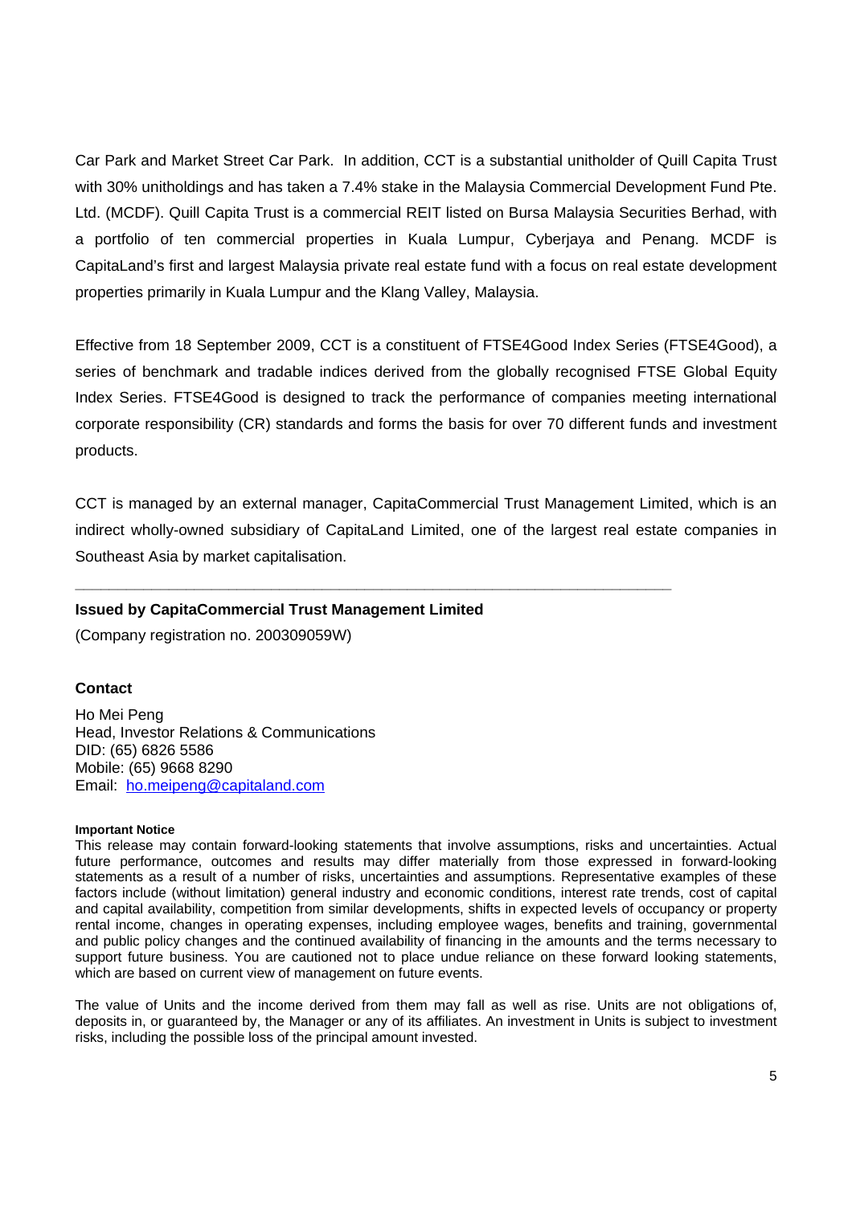Car Park and Market Street Car Park. In addition, CCT is a substantial unitholder of Quill Capita Trust with 30% unitholdings and has taken a 7.4% stake in the Malaysia Commercial Development Fund Pte. Ltd. (MCDF). Quill Capita Trust is a commercial REIT listed on Bursa Malaysia Securities Berhad, with a portfolio of ten commercial properties in Kuala Lumpur, Cyberjaya and Penang. MCDF is CapitaLand's first and largest Malaysia private real estate fund with a focus on real estate development properties primarily in Kuala Lumpur and the Klang Valley, Malaysia.

Effective from 18 September 2009, CCT is a constituent of FTSE4Good Index Series (FTSE4Good), a series of benchmark and tradable indices derived from the globally recognised FTSE Global Equity Index Series. FTSE4Good is designed to track the performance of companies meeting international corporate responsibility (CR) standards and forms the basis for over 70 different funds and investment products.

CCT is managed by an external manager, CapitaCommercial Trust Management Limited, which is an indirect wholly-owned subsidiary of CapitaLand Limited, one of the largest real estate companies in Southeast Asia by market capitalisation.

---

**Issued by CapitaCommercial Trust Management Limited**

(Company registration no. 200309059W)

**Contact**

Ho Mei Peng
Head, Investor Relations & Communications
DID: (65) 6826 5586
Mobile: (65) 9668 8290
Email: ho.meipeng@capitaland.com

**Important Notice**

This release may contain forward-looking statements that involve assumptions, risks and uncertainties. Actual future performance, outcomes and results may differ materially from those expressed in forward-looking statements as a result of a number of risks, uncertainties and assumptions. Representative examples of these factors include (without limitation) general industry and economic conditions, interest rate trends, cost of capital and capital availability, competition from similar developments, shifts in expected levels of occupancy or property rental income, changes in operating expenses, including employee wages, benefits and training, governmental and public policy changes and the continued availability of financing in the amounts and the terms necessary to support future business. You are cautioned not to place undue reliance on these forward looking statements, which are based on current view of management on future events.

The value of Units and the income derived from them may fall as well as rise. Units are not obligations of, deposits in, or guaranteed by, the Manager or any of its affiliates. An investment in Units is subject to investment risks, including the possible loss of the principal amount invested.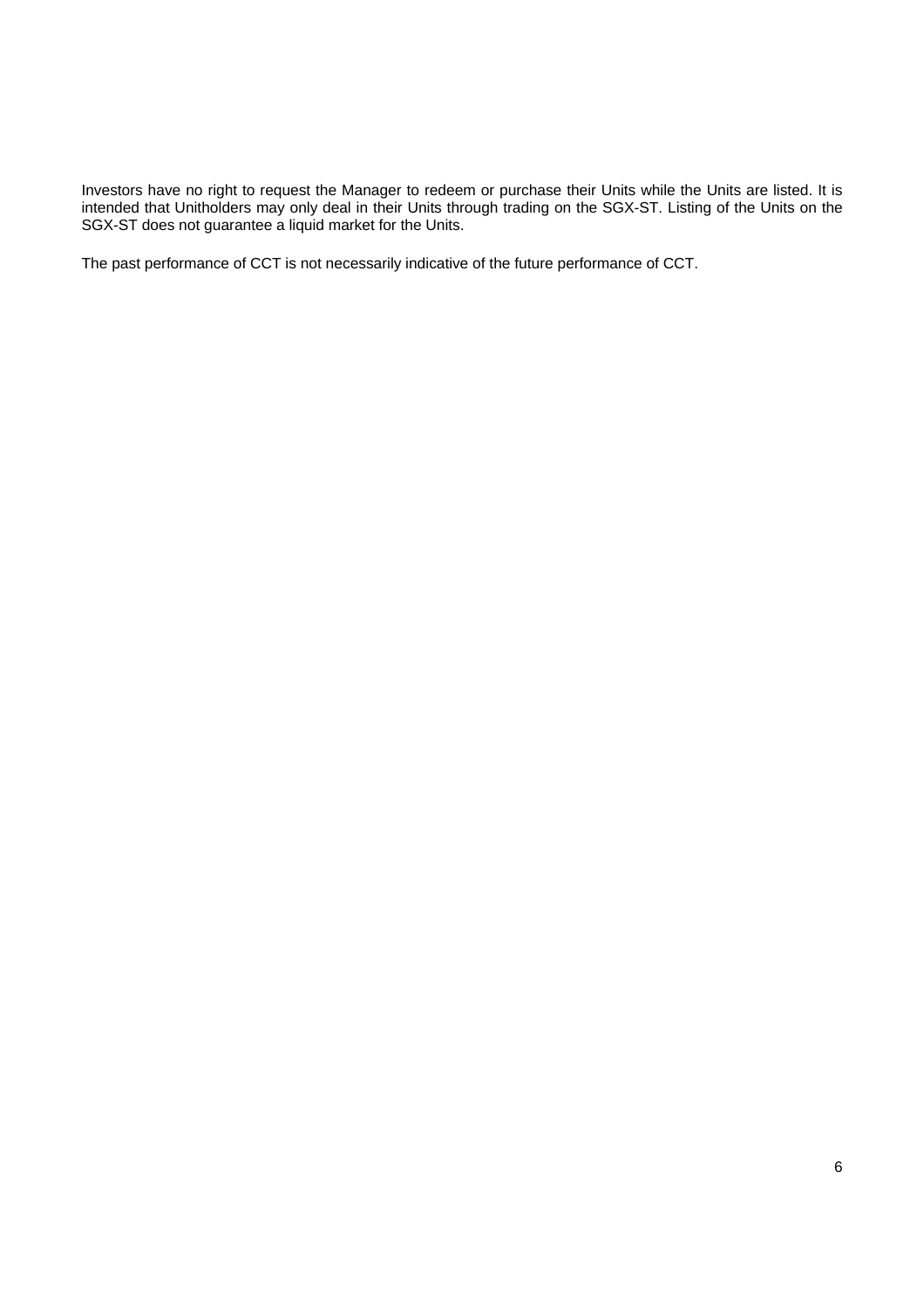Investors have no right to request the Manager to redeem or purchase their Units while the Units are listed. It is intended that Unitholders may only deal in their Units through trading on the SGX-ST. Listing of the Units on the SGX-ST does not guarantee a liquid market for the Units.

The past performance of CCT is not necessarily indicative of the future performance of CCT.